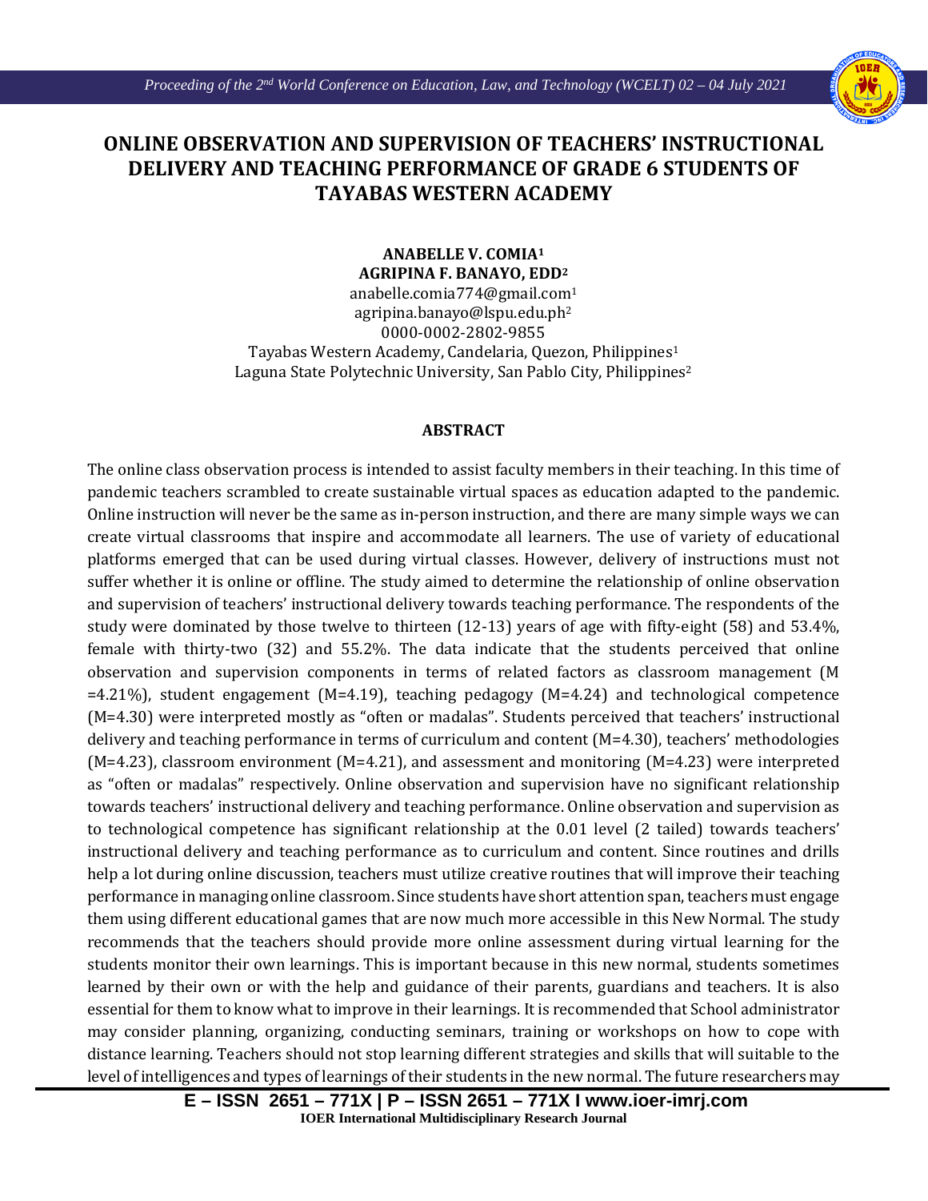# ONLINE OBSERVATION AND SUPERVISION OF TEACHERS' INSTRUCTIONAL DELIVERY AND TEACHING PERFORMANCE OF GRADE 6 STUDENTS OF TAYABAS WESTERN ACADEMY

**ANABELLE V. COMIA[1]**
**AGRIPINA F. BANAYO, EDD[2]**
anabelle.comia774@gmail.com[1]
agripina.banayo@lspu.edu.ph[2]
0000-0002-2802-9855
Tayabas Western Academy, Candelaria, Quezon, Philippines[1]
Laguna State Polytechnic University, San Pablo City, Philippines[2]

## ABSTRACT

The online class observation process is intended to assist faculty members in their teaching. In this time of pandemic teachers scrambled to create sustainable virtual spaces as education adapted to the pandemic. Online instruction will never be the same as in-person instruction, and there are many simple ways we can create virtual classrooms that inspire and accommodate all learners. The use of variety of educational platforms emerged that can be used during virtual classes. However, delivery of instructions must not suffer whether it is online or offline. The study aimed to determine the relationship of online observation and supervision of teachers' instructional delivery towards teaching performance. The respondents of the study were dominated by those twelve to thirteen (12-13) years of age with fifty-eight (58) and 53.4%, female with thirty-two (32) and 55.2%. The data indicate that the students perceived that online observation and supervision components in terms of related factors as classroom management (M =4.21%), student engagement (M=4.19), teaching pedagogy (M=4.24) and technological competence (M=4.30) were interpreted mostly as "often or madalas". Students perceived that teachers' instructional delivery and teaching performance in terms of curriculum and content (M=4.30), teachers' methodologies (M=4.23), classroom environment (M=4.21), and assessment and monitoring (M=4.23) were interpreted as "often or madalas" respectively. Online observation and supervision have no significant relationship towards teachers' instructional delivery and teaching performance. Online observation and supervision as to technological competence has significant relationship at the 0.01 level (2 tailed) towards teachers' instructional delivery and teaching performance as to curriculum and content. Since routines and drills help a lot during online discussion, teachers must utilize creative routines that will improve their teaching performance in managing online classroom. Since students have short attention span, teachers must engage them using different educational games that are now much more accessible in this New Normal. The study recommends that the teachers should provide more online assessment during virtual learning for the students monitor their own learnings. This is important because in this new normal, students sometimes learned by their own or with the help and guidance of their parents, guardians and teachers. It is also essential for them to know what to improve in their learnings. It is recommended that School administrator may consider planning, organizing, conducting seminars, training or workshops on how to cope with distance learning. Teachers should not stop learning different strategies and skills that will suitable to the level of intelligences and types of learnings of their students in the new normal. The future researchers may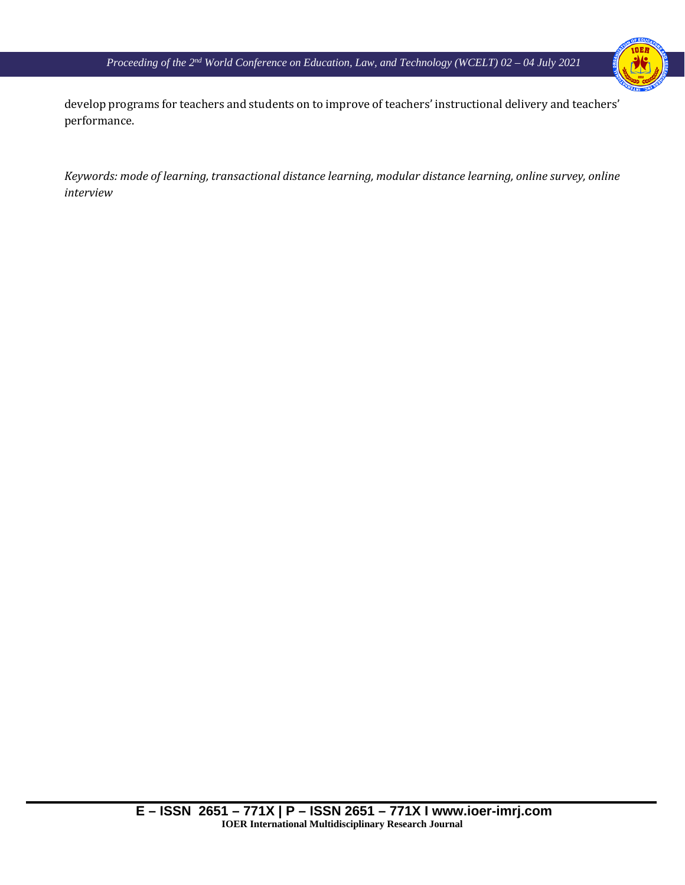develop programs for teachers and students on to improve of teachers' instructional delivery and teachers' performance.

*Keywords: mode of learning, transactional distance learning, modular distance learning, online survey, online interview*